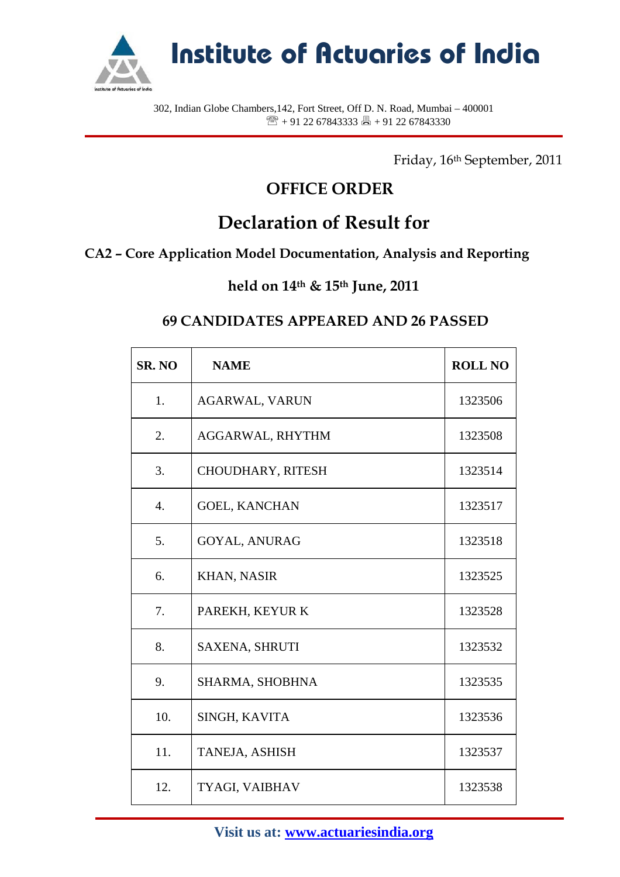# Institute of Actuaries of India

302, Indian Globe Chambers,142, Fort Street, Off D. N. Road, Mumbai – 400001
☏ + 91 22 67843333 🖷 + 91 22 67843330

Friday, 16th September, 2011

## OFFICE ORDER

## Declaration of Result for

### CA2 – Core Application Model Documentation, Analysis and Reporting

### held on 14th & 15th June, 2011

### 69 CANDIDATES APPEARED AND 26 PASSED

| SR. NO | NAME | ROLL NO |
|---|---|---|
| 1. | AGARWAL, VARUN | 1323506 |
| 2. | AGGARWAL, RHYTHM | 1323508 |
| 3. | CHOUDHARY, RITESH | 1323514 |
| 4. | GOEL, KANCHAN | 1323517 |
| 5. | GOYAL, ANURAG | 1323518 |
| 6. | KHAN, NASIR | 1323525 |
| 7. | PAREKH, KEYUR K | 1323528 |
| 8. | SAXENA, SHRUTI | 1323532 |
| 9. | SHARMA, SHOBHNA | 1323535 |
| 10. | SINGH, KAVITA | 1323536 |
| 11. | TANEJA, ASHISH | 1323537 |
| 12. | TYAGI, VAIBHAV | 1323538 |

Visit us at: www.actuariesindia.org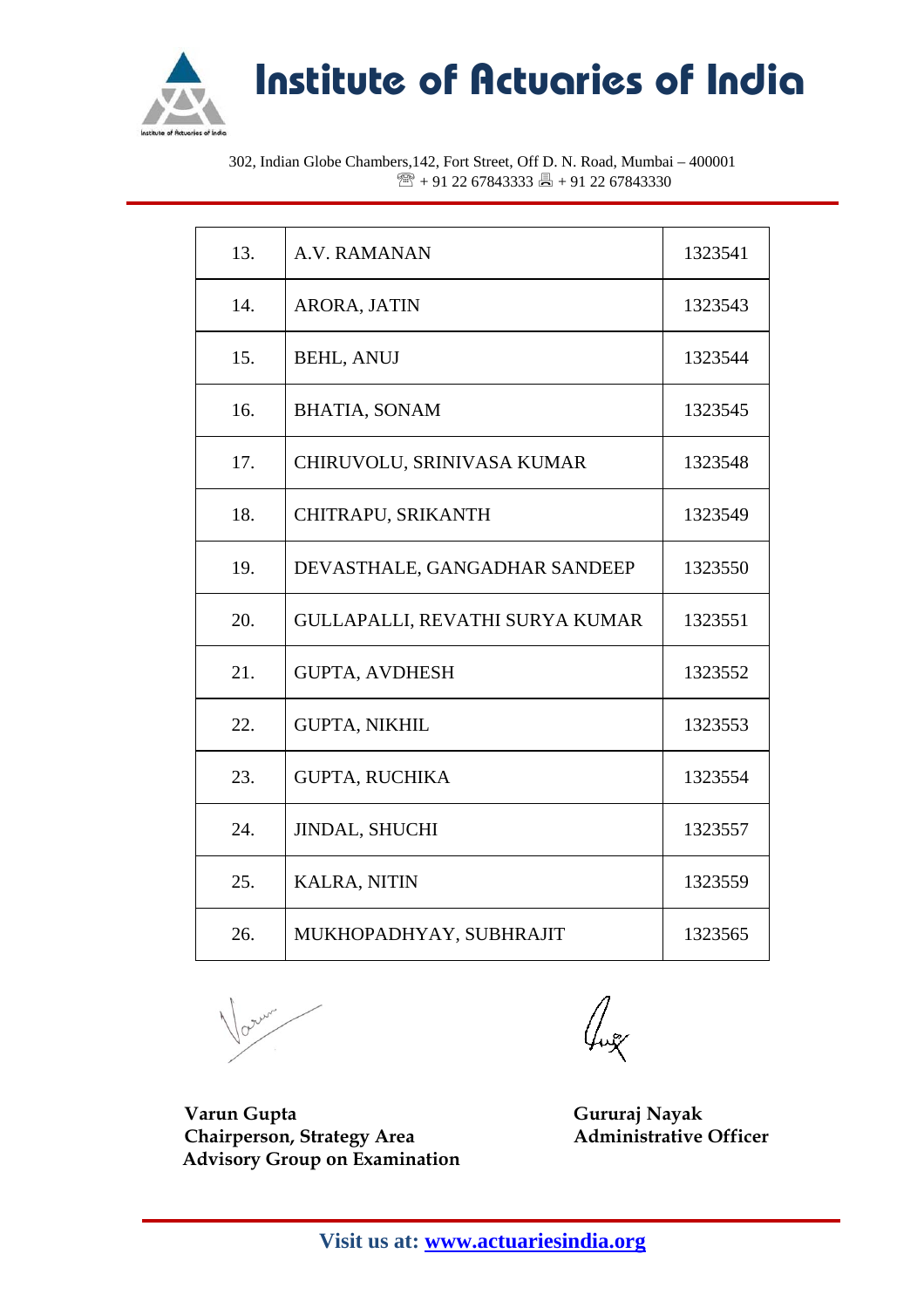| | | |
|---|---|---|
| 13. | A.V. RAMANAN | 1323541 |
| 14. | ARORA, JATIN | 1323543 |
| 15. | BEHL, ANUJ | 1323544 |
| 16. | BHATIA, SONAM | 1323545 |
| 17. | CHIRUVOLU, SRINIVASA KUMAR | 1323548 |
| 18. | CHITRAPU, SRIKANTH | 1323549 |
| 19. | DEVASTHALE, GANGADHAR SANDEEP | 1323550 |
| 20. | GULLAPALLI, REVATHI SURYA KUMAR | 1323551 |
| 21. | GUPTA, AVDHESH | 1323552 |
| 22. | GUPTA, NIKHIL | 1323553 |
| 23. | GUPTA, RUCHIKA | 1323554 |
| 24. | JINDAL, SHUCHI | 1323557 |
| 25. | KALRA, NITIN | 1323559 |
| 26. | MUKHOPADHYAY, SUBHRAJIT | 1323565 |

**Varun Gupta**
**Chairperson, Strategy Area**
**Advisory Group on Examination**

**Gururaj Nayak**
**Administrative Officer**